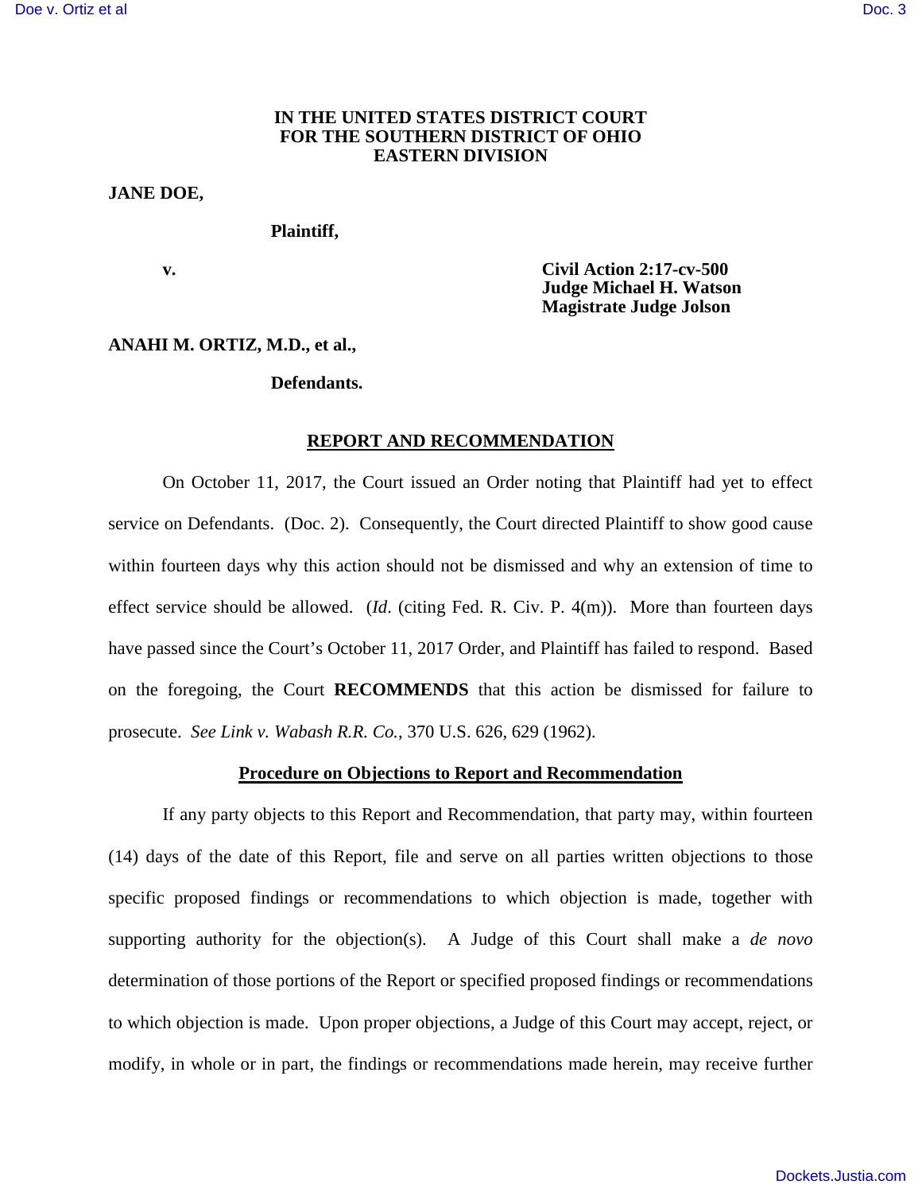**IN THE UNITED STATES DISTRICT COURT**
**FOR THE SOUTHERN DISTRICT OF OHIO**
**EASTERN DIVISION**

**JANE DOE,**

**Plaintiff,**

**v.**

**Civil Action 2:17-cv-500**
**Judge Michael H. Watson**
**Magistrate Judge Jolson**

**ANAHI M. ORTIZ, M.D., et al.,**

**Defendants.**

## REPORT AND RECOMMENDATION

On October 11, 2017, the Court issued an Order noting that Plaintiff had yet to effect service on Defendants. (Doc. 2). Consequently, the Court directed Plaintiff to show good cause within fourteen days why this action should not be dismissed and why an extension of time to effect service should be allowed. (*Id*. (citing Fed. R. Civ. P. 4(m)). More than fourteen days have passed since the Court's October 11, 2017 Order, and Plaintiff has failed to respond. Based on the foregoing, the Court **RECOMMENDS** that this action be dismissed for failure to prosecute. *See Link v. Wabash R.R. Co.*, 370 U.S. 626, 629 (1962).

## Procedure on Objections to Report and Recommendation

If any party objects to this Report and Recommendation, that party may, within fourteen (14) days of the date of this Report, file and serve on all parties written objections to those specific proposed findings or recommendations to which objection is made, together with supporting authority for the objection(s). A Judge of this Court shall make a *de novo* determination of those portions of the Report or specified proposed findings or recommendations to which objection is made. Upon proper objections, a Judge of this Court may accept, reject, or modify, in whole or in part, the findings or recommendations made herein, may receive further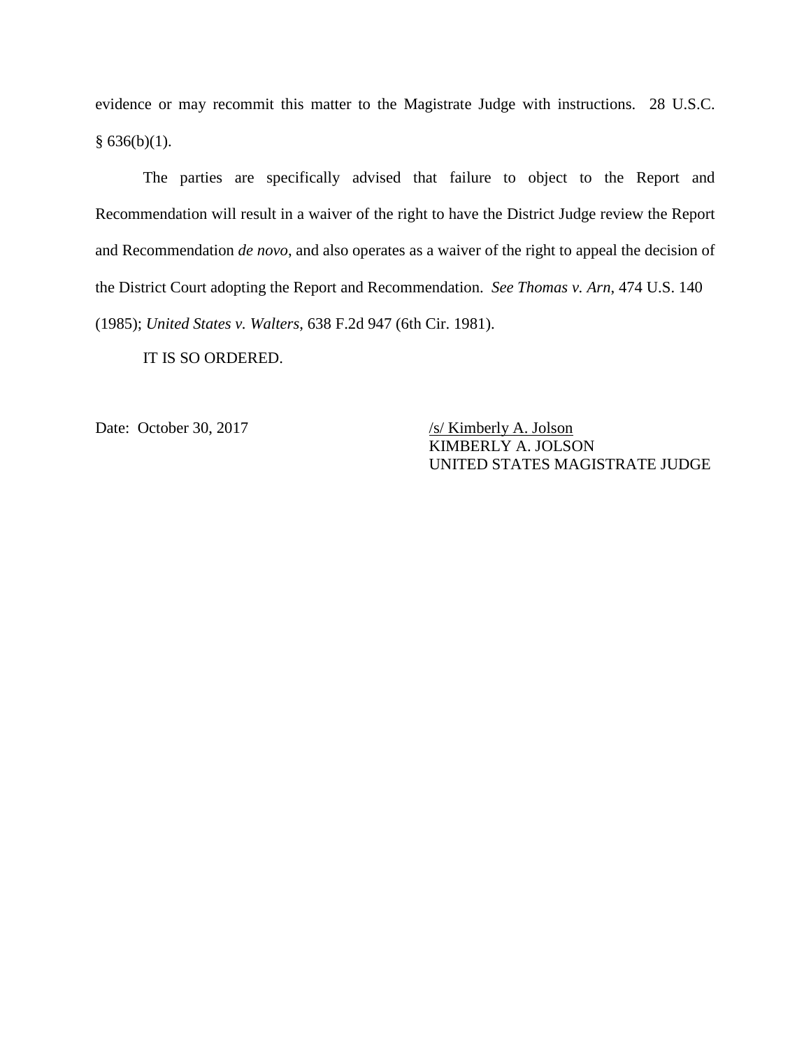evidence or may recommit this matter to the Magistrate Judge with instructions. 28 U.S.C. § 636(b)(1).

The parties are specifically advised that failure to object to the Report and Recommendation will result in a waiver of the right to have the District Judge review the Report and Recommendation *de novo*, and also operates as a waiver of the right to appeal the decision of the District Court adopting the Report and Recommendation. *See Thomas v. Arn*, 474 U.S. 140 (1985); *United States v. Walters*, 638 F.2d 947 (6th Cir. 1981).

IT IS SO ORDERED.

Date: October 30, 2017

/s/ Kimberly A. Jolson
KIMBERLY A. JOLSON
UNITED STATES MAGISTRATE JUDGE